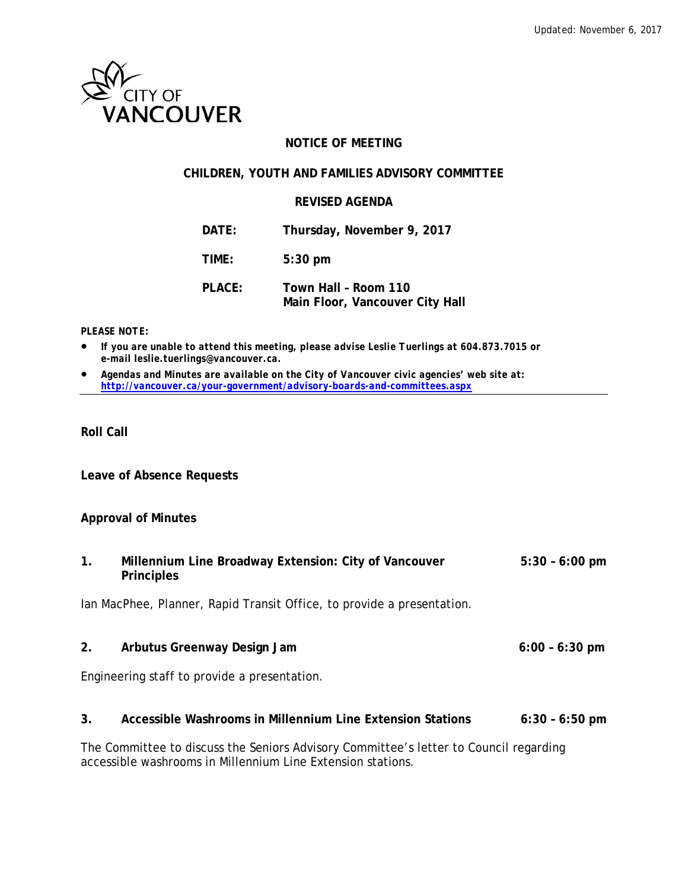Updated: November 6, 2017

CITY OF VANCOUVER

# NOTICE OF MEETING

## CHILDREN, YOUTH AND FAMILIES ADVISORY COMMITTEE

## REVISED AGENDA

| | |
|---|---|
| **DATE:** | **Thursday, November 9, 2017** |
| **TIME:** | **5:30 pm** |
| **PLACE:** | **Town Hall – Room 110**<br>**Main Floor, Vancouver City Hall** |

***PLEASE NOTE:***

- ***If you are unable to attend this meeting, please advise Leslie Tuerlings at 604.873.7015 or e-mail leslie.tuerlings@vancouver.ca.***
- ***Agendas and Minutes are available on the City of Vancouver civic agencies' web site at: http://vancouver.ca/your-government/advisory-boards-and-committees.aspx***

---

**Roll Call**

**Leave of Absence Requests**

**Approval of Minutes**

**1. Millennium Line Broadway Extension: City of Vancouver Principles** **5:30 – 6:00 pm**

Ian MacPhee, Planner, Rapid Transit Office, to provide a presentation.

**2. Arbutus Greenway Design Jam** **6:00 – 6:30 pm**

Engineering staff to provide a presentation.

**3. Accessible Washrooms in Millennium Line Extension Stations** **6:30 – 6:50 pm**

The Committee to discuss the Seniors Advisory Committee's letter to Council regarding accessible washrooms in Millennium Line Extension stations.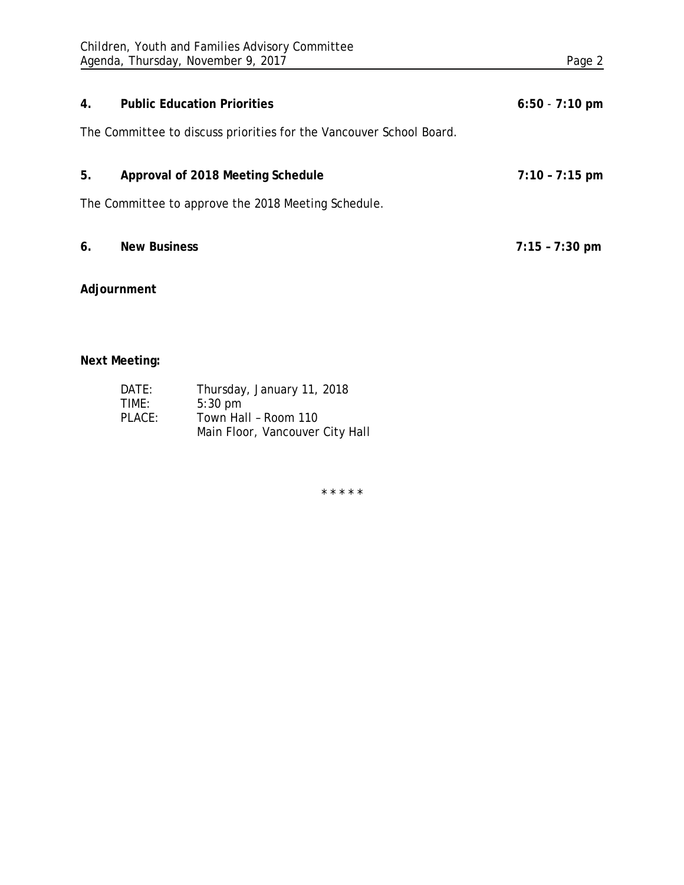**4. Public Education Priorities** **6:50 - 7:10 pm**

The Committee to discuss priorities for the Vancouver School Board.

**5. Approval of 2018 Meeting Schedule** **7:10 – 7:15 pm**

The Committee to approve the 2018 Meeting Schedule.

**6. New Business** **7:15 – 7:30 pm**

**Adjournment**

**Next Meeting:**

| | |
|---|---|
| DATE: | Thursday, January 11, 2018 |
| TIME: | 5:30 pm |
| PLACE: | Town Hall – Room 110<br>Main Floor, Vancouver City Hall |

* * * * *